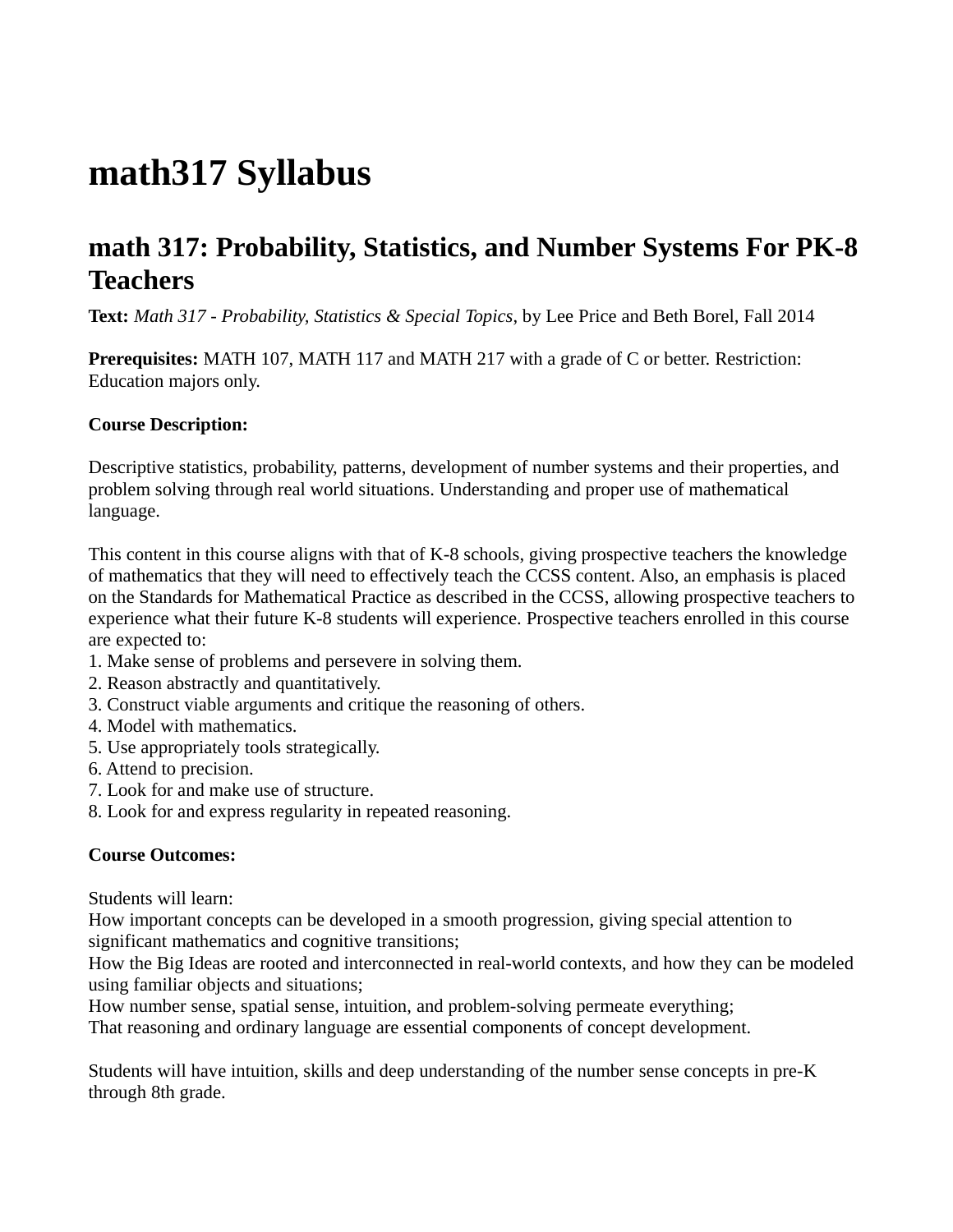# math317 Syllabus

## math 317: Probability, Statistics, and Number Systems For PK-8 Teachers

**Text:** *Math 317 - Probability, Statistics & Special Topics*, by Lee Price and Beth Borel, Fall 2014

**Prerequisites:** MATH 107, MATH 117 and MATH 217 with a grade of C or better. Restriction: Education majors only.

**Course Description:**

Descriptive statistics, probability, patterns, development of number systems and their properties, and problem solving through real world situations. Understanding and proper use of mathematical language.

This content in this course aligns with that of K-8 schools, giving prospective teachers the knowledge of mathematics that they will need to effectively teach the CCSS content. Also, an emphasis is placed on the Standards for Mathematical Practice as described in the CCSS, allowing prospective teachers to experience what their future K-8 students will experience. Prospective teachers enrolled in this course are expected to:

1. Make sense of problems and persevere in solving them.
2. Reason abstractly and quantitatively.
3. Construct viable arguments and critique the reasoning of others.
4. Model with mathematics.
5. Use appropriately tools strategically.
6. Attend to precision.
7. Look for and make use of structure.
8. Look for and express regularity in repeated reasoning.

**Course Outcomes:**

Students will learn:
How important concepts can be developed in a smooth progression, giving special attention to significant mathematics and cognitive transitions;
How the Big Ideas are rooted and interconnected in real-world contexts, and how they can be modeled using familiar objects and situations;
How number sense, spatial sense, intuition, and problem-solving permeate everything;
That reasoning and ordinary language are essential components of concept development.

Students will have intuition, skills and deep understanding of the number sense concepts in pre-K through 8th grade.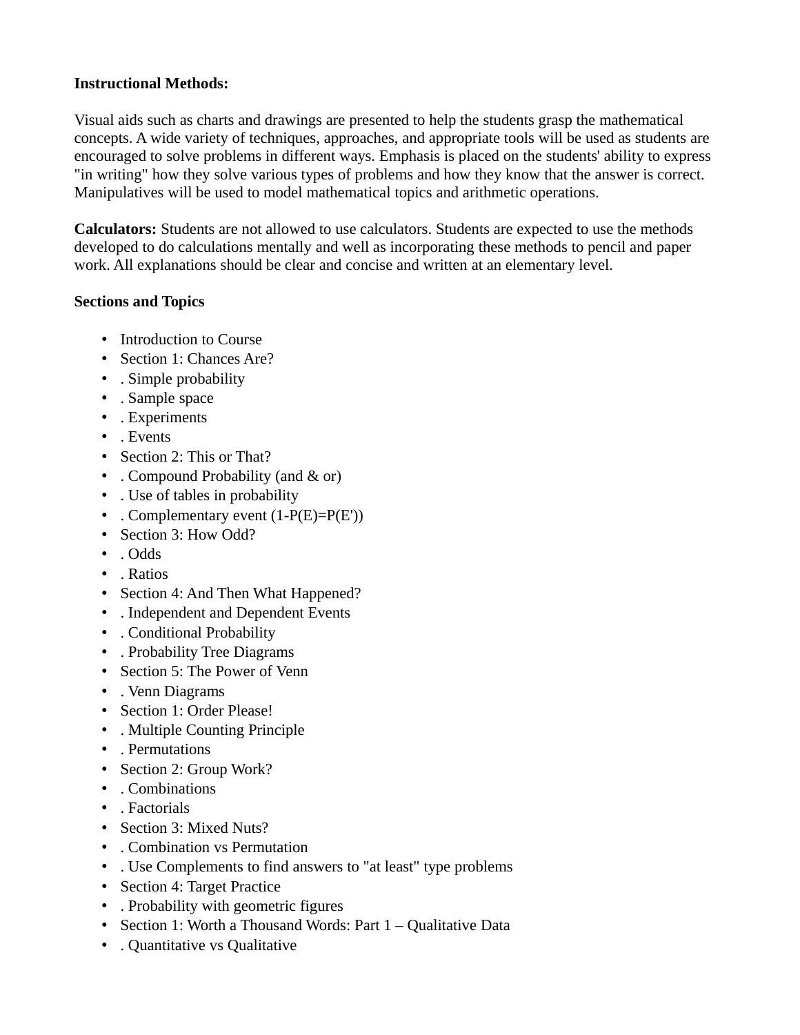**Instructional Methods:**

Visual aids such as charts and drawings are presented to help the students grasp the mathematical concepts. A wide variety of techniques, approaches, and appropriate tools will be used as students are encouraged to solve problems in different ways. Emphasis is placed on the students' ability to express "in writing" how they solve various types of problems and how they know that the answer is correct. Manipulatives will be used to model mathematical topics and arithmetic operations.

**Calculators:** Students are not allowed to use calculators. Students are expected to use the methods developed to do calculations mentally and well as incorporating these methods to pencil and paper work. All explanations should be clear and concise and written at an elementary level.

**Sections and Topics**

- Introduction to Course
- Section 1: Chances Are?
- . Simple probability
- . Sample space
- . Experiments
- . Events
- Section 2: This or That?
- . Compound Probability (and & or)
- . Use of tables in probability
- . Complementary event (1-P(E)=P(E'))
- Section 3: How Odd?
- . Odds
- . Ratios
- Section 4: And Then What Happened?
- . Independent and Dependent Events
- . Conditional Probability
- . Probability Tree Diagrams
- Section 5: The Power of Venn
- . Venn Diagrams
- Section 1: Order Please!
- . Multiple Counting Principle
- . Permutations
- Section 2: Group Work?
- . Combinations
- . Factorials
- Section 3: Mixed Nuts?
- . Combination vs Permutation
- . Use Complements to find answers to "at least" type problems
- Section 4: Target Practice
- . Probability with geometric figures
- Section 1: Worth a Thousand Words: Part 1 – Qualitative Data
- . Quantitative vs Qualitative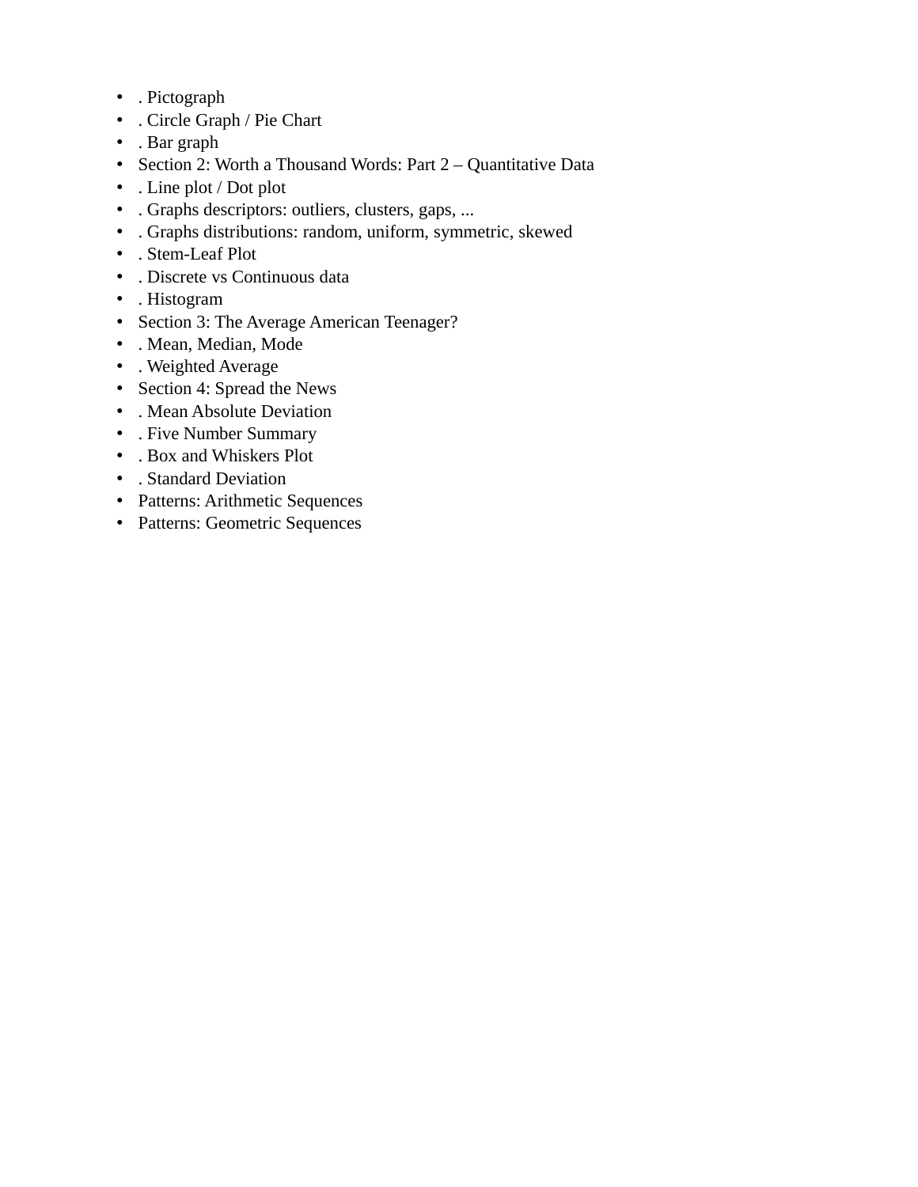- . Pictograph
- . Circle Graph / Pie Chart
- . Bar graph
- Section 2: Worth a Thousand Words: Part 2 – Quantitative Data
- . Line plot / Dot plot
- . Graphs descriptors: outliers, clusters, gaps, ...
- . Graphs distributions: random, uniform, symmetric, skewed
- . Stem-Leaf Plot
- . Discrete vs Continuous data
- . Histogram
- Section 3: The Average American Teenager?
- . Mean, Median, Mode
- . Weighted Average
- Section 4: Spread the News
- . Mean Absolute Deviation
- . Five Number Summary
- . Box and Whiskers Plot
- . Standard Deviation
- Patterns: Arithmetic Sequences
- Patterns: Geometric Sequences